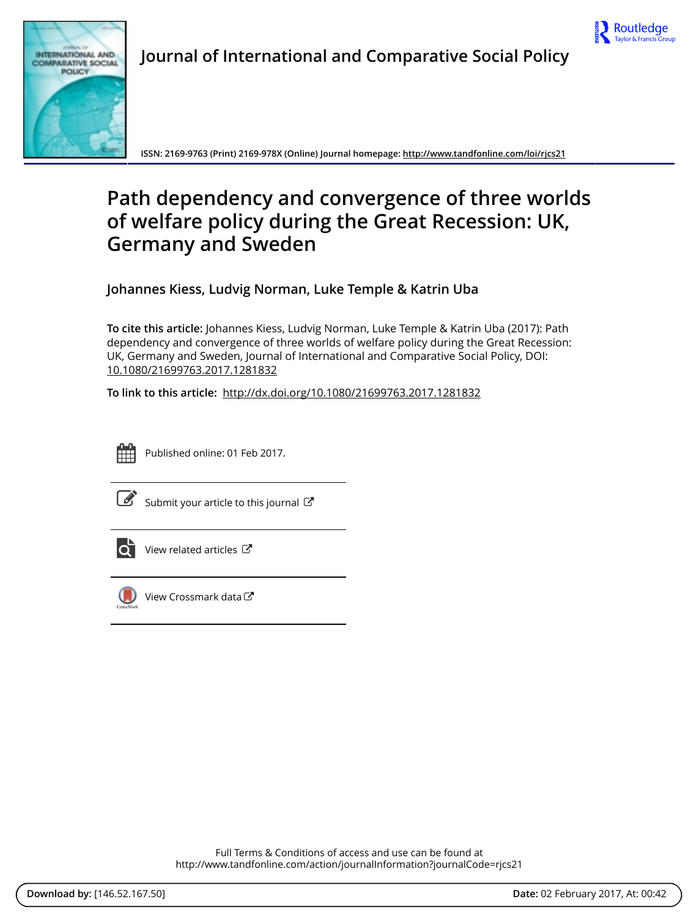**Journal of International and Comparative Social Policy**

ISSN: 2169-9763 (Print) 2169-978X (Online) Journal homepage: http://www.tandfonline.com/loi/rjcs21

# Path dependency and convergence of three worlds of welfare policy during the Great Recession: UK, Germany and Sweden

**Johannes Kiess, Ludvig Norman, Luke Temple & Katrin Uba**

**To cite this article:** Johannes Kiess, Ludvig Norman, Luke Temple & Katrin Uba (2017): Path dependency and convergence of three worlds of welfare policy during the Great Recession: UK, Germany and Sweden, Journal of International and Comparative Social Policy, DOI: 10.1080/21699763.2017.1281832

**To link to this article:** http://dx.doi.org/10.1080/21699763.2017.1281832

Published online: 01 Feb 2017.

Submit your article to this journal

View related articles

View Crossmark data

Full Terms & Conditions of access and use can be found at
http://www.tandfonline.com/action/journalInformation?journalCode=rjcs21

**Download by:** [146.52.167.50] **Date:** 02 February 2017, At: 00:42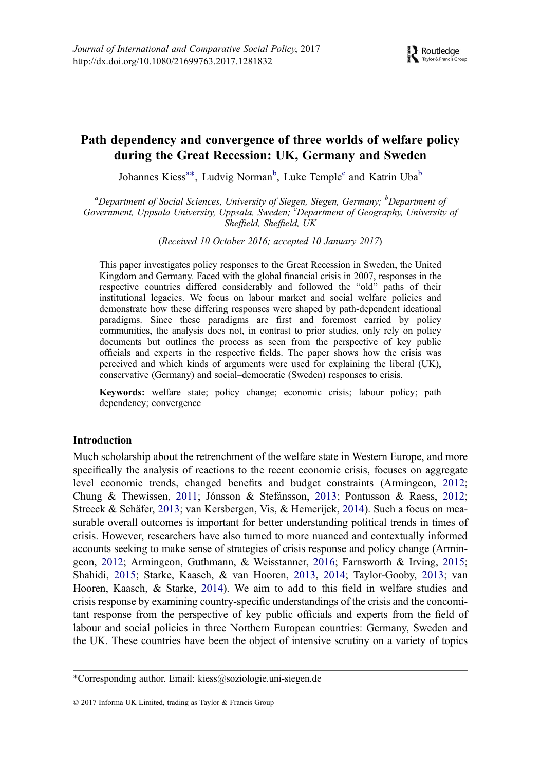# Path dependency and convergence of three worlds of welfare policy during the Great Recession: UK, Germany and Sweden

Johannes Kiess[a*], Ludvig Norman[b], Luke Temple[c] and Katrin Uba[b]

[a]*Department of Social Sciences, University of Siegen, Siegen, Germany;* [b]*Department of Government, Uppsala University, Uppsala, Sweden;* [c]*Department of Geography, University of Sheffield, Sheffield, UK*

(*Received 10 October 2016; accepted 10 January 2017*)

This paper investigates policy responses to the Great Recession in Sweden, the United Kingdom and Germany. Faced with the global financial crisis in 2007, responses in the respective countries differed considerably and followed the "old" paths of their institutional legacies. We focus on labour market and social welfare policies and demonstrate how these differing responses were shaped by path-dependent ideational paradigms. Since these paradigms are first and foremost carried by policy communities, the analysis does not, in contrast to prior studies, only rely on policy documents but outlines the process as seen from the perspective of key public officials and experts in the respective fields. The paper shows how the crisis was perceived and which kinds of arguments were used for explaining the liberal (UK), conservative (Germany) and social–democratic (Sweden) responses to crisis.

**Keywords:** welfare state; policy change; economic crisis; labour policy; path dependency; convergence

## Introduction

Much scholarship about the retrenchment of the welfare state in Western Europe, and more specifically the analysis of reactions to the recent economic crisis, focuses on aggregate level economic trends, changed benefits and budget constraints (Armingeon, 2012; Chung & Thewissen, 2011; Jónsson & Stefánsson, 2013; Pontusson & Raess, 2012; Streeck & Schäfer, 2013; van Kersbergen, Vis, & Hemerijck, 2014). Such a focus on measurable overall outcomes is important for better understanding political trends in times of crisis. However, researchers have also turned to more nuanced and contextually informed accounts seeking to make sense of strategies of crisis response and policy change (Armingeon, 2012; Armingeon, Guthmann, & Weisstanner, 2016; Farnsworth & Irving, 2015; Shahidi, 2015; Starke, Kaasch, & van Hooren, 2013, 2014; Taylor-Gooby, 2013; van Hooren, Kaasch, & Starke, 2014). We aim to add to this field in welfare studies and crisis response by examining country-specific understandings of the crisis and the concomitant response from the perspective of key public officials and experts from the field of labour and social policies in three Northern European countries: Germany, Sweden and the UK. These countries have been the object of intensive scrutiny on a variety of topics

*Corresponding author. Email: kiess@soziologie.uni-siegen.de

© 2017 Informa UK Limited, trading as Taylor & Francis Group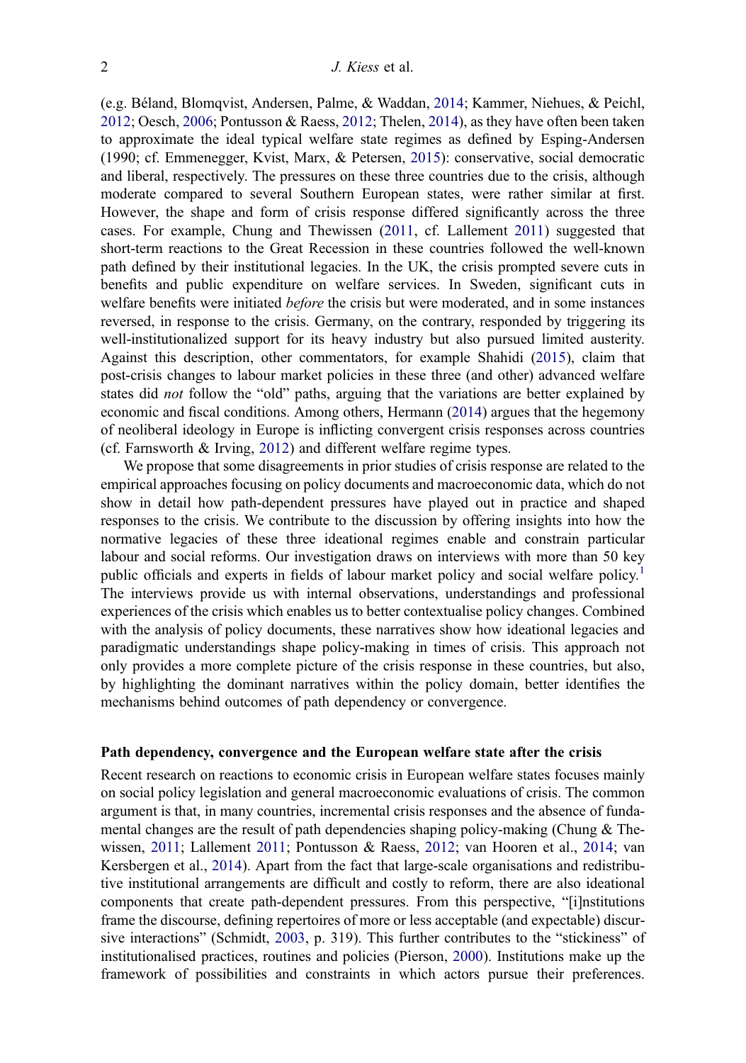(e.g. Béland, Blomqvist, Andersen, Palme, & Waddan, 2014; Kammer, Niehues, & Peichl, 2012; Oesch, 2006; Pontusson & Raess, 2012; Thelen, 2014), as they have often been taken to approximate the ideal typical welfare state regimes as defined by Esping-Andersen (1990; cf. Emmenegger, Kvist, Marx, & Petersen, 2015): conservative, social democratic and liberal, respectively. The pressures on these three countries due to the crisis, although moderate compared to several Southern European states, were rather similar at first. However, the shape and form of crisis response differed significantly across the three cases. For example, Chung and Thewissen (2011, cf. Lallement 2011) suggested that short-term reactions to the Great Recession in these countries followed the well-known path defined by their institutional legacies. In the UK, the crisis prompted severe cuts in benefits and public expenditure on welfare services. In Sweden, significant cuts in welfare benefits were initiated *before* the crisis but were moderated, and in some instances reversed, in response to the crisis. Germany, on the contrary, responded by triggering its well-institutionalized support for its heavy industry but also pursued limited austerity. Against this description, other commentators, for example Shahidi (2015), claim that post-crisis changes to labour market policies in these three (and other) advanced welfare states did *not* follow the "old" paths, arguing that the variations are better explained by economic and fiscal conditions. Among others, Hermann (2014) argues that the hegemony of neoliberal ideology in Europe is inflicting convergent crisis responses across countries (cf. Farnsworth & Irving, 2012) and different welfare regime types.

We propose that some disagreements in prior studies of crisis response are related to the empirical approaches focusing on policy documents and macroeconomic data, which do not show in detail how path-dependent pressures have played out in practice and shaped responses to the crisis. We contribute to the discussion by offering insights into how the normative legacies of these three ideational regimes enable and constrain particular labour and social reforms. Our investigation draws on interviews with more than 50 key public officials and experts in fields of labour market policy and social welfare policy.[1] The interviews provide us with internal observations, understandings and professional experiences of the crisis which enables us to better contextualise policy changes. Combined with the analysis of policy documents, these narratives show how ideational legacies and paradigmatic understandings shape policy-making in times of crisis. This approach not only provides a more complete picture of the crisis response in these countries, but also, by highlighting the dominant narratives within the policy domain, better identifies the mechanisms behind outcomes of path dependency or convergence.

## Path dependency, convergence and the European welfare state after the crisis

Recent research on reactions to economic crisis in European welfare states focuses mainly on social policy legislation and general macroeconomic evaluations of crisis. The common argument is that, in many countries, incremental crisis responses and the absence of fundamental changes are the result of path dependencies shaping policy-making (Chung & Thewissen, 2011; Lallement 2011; Pontusson & Raess, 2012; van Hooren et al., 2014; van Kersbergen et al., 2014). Apart from the fact that large-scale organisations and redistributive institutional arrangements are difficult and costly to reform, there are also ideational components that create path-dependent pressures. From this perspective, "[i]nstitutions frame the discourse, defining repertoires of more or less acceptable (and expectable) discursive interactions" (Schmidt, 2003, p. 319). This further contributes to the "stickiness" of institutionalised practices, routines and policies (Pierson, 2000). Institutions make up the framework of possibilities and constraints in which actors pursue their preferences.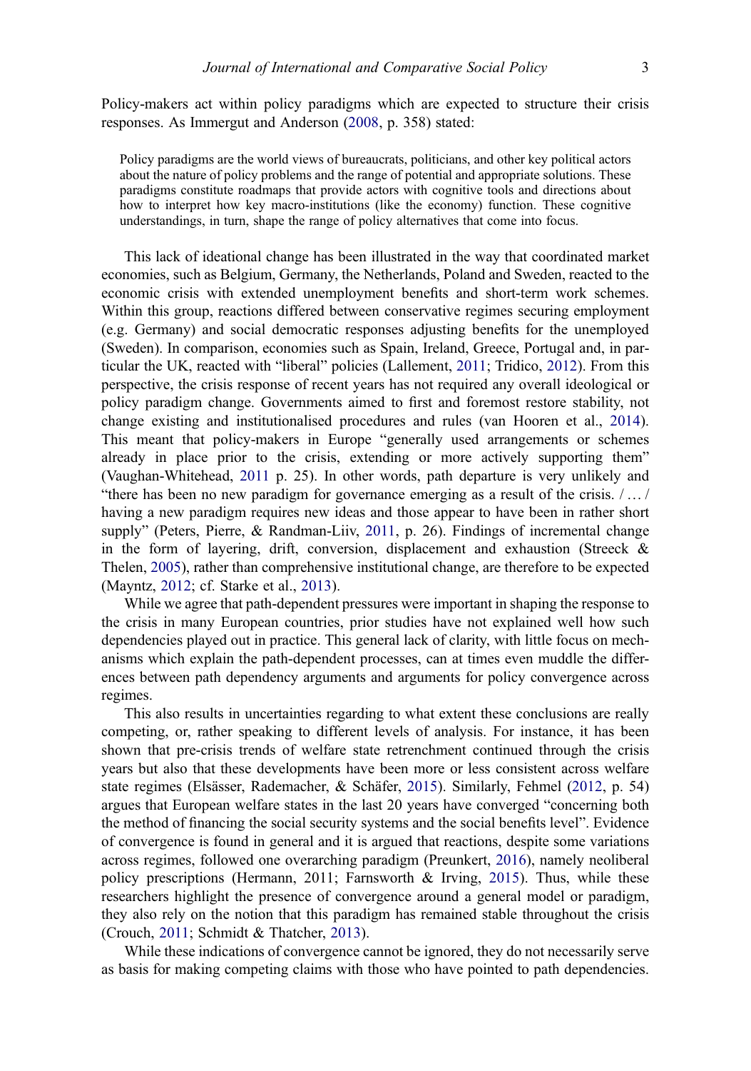Policy-makers act within policy paradigms which are expected to structure their crisis responses. As Immergut and Anderson (2008, p. 358) stated:

> Policy paradigms are the world views of bureaucrats, politicians, and other key political actors about the nature of policy problems and the range of potential and appropriate solutions. These paradigms constitute roadmaps that provide actors with cognitive tools and directions about how to interpret how key macro-institutions (like the economy) function. These cognitive understandings, in turn, shape the range of policy alternatives that come into focus.

This lack of ideational change has been illustrated in the way that coordinated market economies, such as Belgium, Germany, the Netherlands, Poland and Sweden, reacted to the economic crisis with extended unemployment benefits and short-term work schemes. Within this group, reactions differed between conservative regimes securing employment (e.g. Germany) and social democratic responses adjusting benefits for the unemployed (Sweden). In comparison, economies such as Spain, Ireland, Greece, Portugal and, in particular the UK, reacted with "liberal" policies (Lallement, 2011; Tridico, 2012). From this perspective, the crisis response of recent years has not required any overall ideological or policy paradigm change. Governments aimed to first and foremost restore stability, not change existing and institutionalised procedures and rules (van Hooren et al., 2014). This meant that policy-makers in Europe "generally used arrangements or schemes already in place prior to the crisis, extending or more actively supporting them" (Vaughan-Whitehead, 2011 p. 25). In other words, path departure is very unlikely and "there has been no new paradigm for governance emerging as a result of the crisis. / … / having a new paradigm requires new ideas and those appear to have been in rather short supply" (Peters, Pierre, & Randman-Liiv, 2011, p. 26). Findings of incremental change in the form of layering, drift, conversion, displacement and exhaustion (Streeck & Thelen, 2005), rather than comprehensive institutional change, are therefore to be expected (Mayntz, 2012; cf. Starke et al., 2013).

While we agree that path-dependent pressures were important in shaping the response to the crisis in many European countries, prior studies have not explained well how such dependencies played out in practice. This general lack of clarity, with little focus on mechanisms which explain the path-dependent processes, can at times even muddle the differences between path dependency arguments and arguments for policy convergence across regimes.

This also results in uncertainties regarding to what extent these conclusions are really competing, or, rather speaking to different levels of analysis. For instance, it has been shown that pre-crisis trends of welfare state retrenchment continued through the crisis years but also that these developments have been more or less consistent across welfare state regimes (Elsässer, Rademacher, & Schäfer, 2015). Similarly, Fehmel (2012, p. 54) argues that European welfare states in the last 20 years have converged "concerning both the method of financing the social security systems and the social benefits level". Evidence of convergence is found in general and it is argued that reactions, despite some variations across regimes, followed one overarching paradigm (Preunkert, 2016), namely neoliberal policy prescriptions (Hermann, 2011; Farnsworth & Irving, 2015). Thus, while these researchers highlight the presence of convergence around a general model or paradigm, they also rely on the notion that this paradigm has remained stable throughout the crisis (Crouch, 2011; Schmidt & Thatcher, 2013).

While these indications of convergence cannot be ignored, they do not necessarily serve as basis for making competing claims with those who have pointed to path dependencies.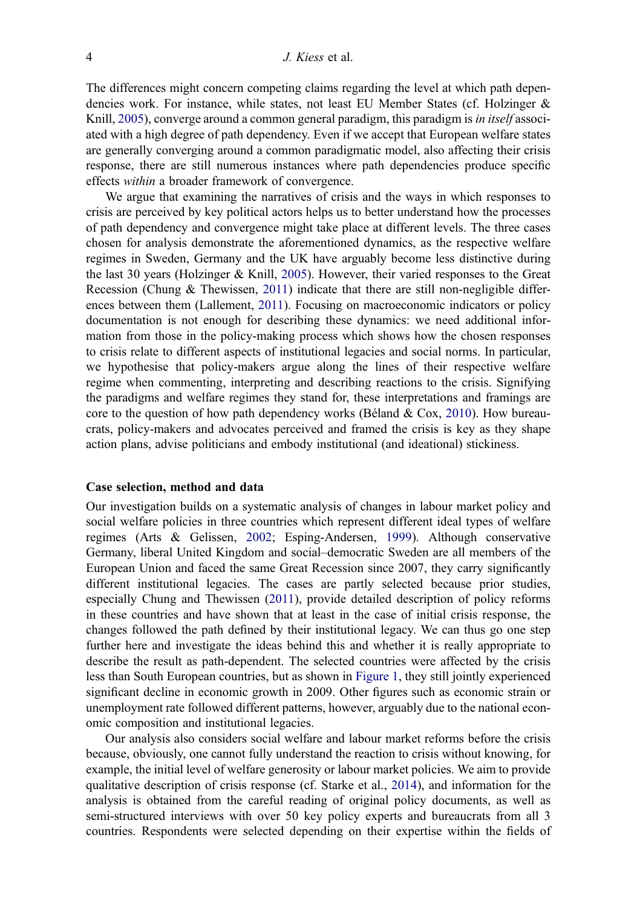The differences might concern competing claims regarding the level at which path dependencies work. For instance, while states, not least EU Member States (cf. Holzinger & Knill, 2005), converge around a common general paradigm, this paradigm is *in itself* associated with a high degree of path dependency. Even if we accept that European welfare states are generally converging around a common paradigmatic model, also affecting their crisis response, there are still numerous instances where path dependencies produce specific effects *within* a broader framework of convergence.

We argue that examining the narratives of crisis and the ways in which responses to crisis are perceived by key political actors helps us to better understand how the processes of path dependency and convergence might take place at different levels. The three cases chosen for analysis demonstrate the aforementioned dynamics, as the respective welfare regimes in Sweden, Germany and the UK have arguably become less distinctive during the last 30 years (Holzinger & Knill, 2005). However, their varied responses to the Great Recession (Chung & Thewissen, 2011) indicate that there are still non-negligible differences between them (Lallement, 2011). Focusing on macroeconomic indicators or policy documentation is not enough for describing these dynamics: we need additional information from those in the policy-making process which shows how the chosen responses to crisis relate to different aspects of institutional legacies and social norms. In particular, we hypothesise that policy-makers argue along the lines of their respective welfare regime when commenting, interpreting and describing reactions to the crisis. Signifying the paradigms and welfare regimes they stand for, these interpretations and framings are core to the question of how path dependency works (Béland & Cox, 2010). How bureaucrats, policy-makers and advocates perceived and framed the crisis is key as they shape action plans, advise politicians and embody institutional (and ideational) stickiness.

## Case selection, method and data

Our investigation builds on a systematic analysis of changes in labour market policy and social welfare policies in three countries which represent different ideal types of welfare regimes (Arts & Gelissen, 2002; Esping-Andersen, 1999). Although conservative Germany, liberal United Kingdom and social–democratic Sweden are all members of the European Union and faced the same Great Recession since 2007, they carry significantly different institutional legacies. The cases are partly selected because prior studies, especially Chung and Thewissen (2011), provide detailed description of policy reforms in these countries and have shown that at least in the case of initial crisis response, the changes followed the path defined by their institutional legacy. We can thus go one step further here and investigate the ideas behind this and whether it is really appropriate to describe the result as path-dependent. The selected countries were affected by the crisis less than South European countries, but as shown in Figure 1, they still jointly experienced significant decline in economic growth in 2009. Other figures such as economic strain or unemployment rate followed different patterns, however, arguably due to the national economic composition and institutional legacies.

Our analysis also considers social welfare and labour market reforms before the crisis because, obviously, one cannot fully understand the reaction to crisis without knowing, for example, the initial level of welfare generosity or labour market policies. We aim to provide qualitative description of crisis response (cf. Starke et al., 2014), and information for the analysis is obtained from the careful reading of original policy documents, as well as semi-structured interviews with over 50 key policy experts and bureaucrats from all 3 countries. Respondents were selected depending on their expertise within the fields of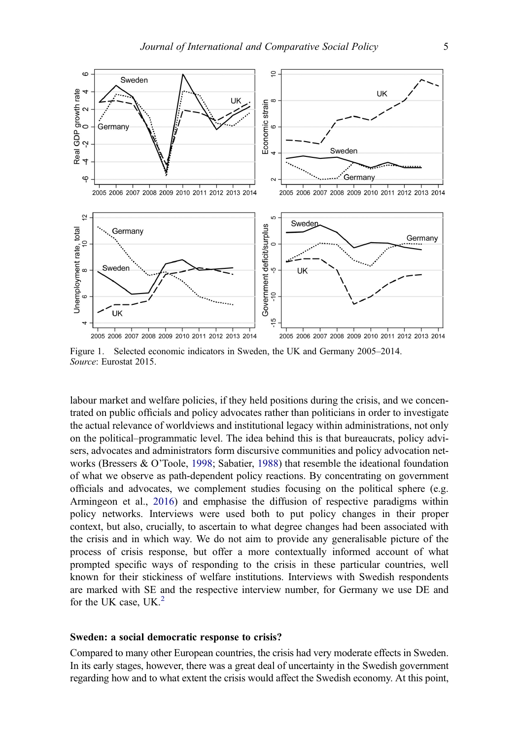Figure 1. Selected economic indicators in Sweden, the UK and Germany 2005–2014.
*Source*: Eurostat 2015.

labour market and welfare policies, if they held positions during the crisis, and we concentrated on public officials and policy advocates rather than politicians in order to investigate the actual relevance of worldviews and institutional legacy within administrations, not only on the political–programmatic level. The idea behind this is that bureaucrats, policy advisers, advocates and administrators form discursive communities and policy advocation networks (Bressers & O'Toole, 1998; Sabatier, 1988) that resemble the ideational foundation of what we observe as path-dependent policy reactions. By concentrating on government officials and advocates, we complement studies focusing on the political sphere (e.g. Armingeon et al., 2016) and emphasise the diffusion of respective paradigms within policy networks. Interviews were used both to put policy changes in their proper context, but also, crucially, to ascertain to what degree changes had been associated with the crisis and in which way. We do not aim to provide any generalisable picture of the process of crisis response, but offer a more contextually informed account of what prompted specific ways of responding to the crisis in these particular countries, well known for their stickiness of welfare institutions. Interviews with Swedish respondents are marked with SE and the respective interview number, for Germany we use DE and for the UK case, UK.[2]

### Sweden: a social democratic response to crisis?

Compared to many other European countries, the crisis had very moderate effects in Sweden. In its early stages, however, there was a great deal of uncertainty in the Swedish government regarding how and to what extent the crisis would affect the Swedish economy. At this point,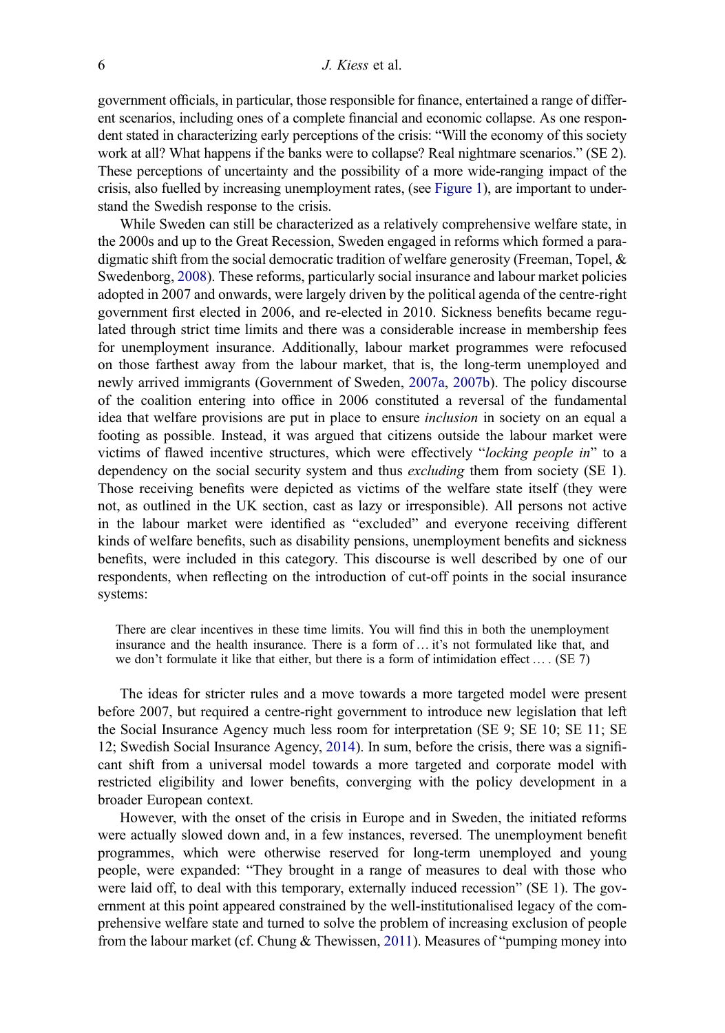government officials, in particular, those responsible for finance, entertained a range of different scenarios, including ones of a complete financial and economic collapse. As one respondent stated in characterizing early perceptions of the crisis: "Will the economy of this society work at all? What happens if the banks were to collapse? Real nightmare scenarios." (SE 2). These perceptions of uncertainty and the possibility of a more wide-ranging impact of the crisis, also fuelled by increasing unemployment rates, (see Figure 1), are important to understand the Swedish response to the crisis.

While Sweden can still be characterized as a relatively comprehensive welfare state, in the 2000s and up to the Great Recession, Sweden engaged in reforms which formed a paradigmatic shift from the social democratic tradition of welfare generosity (Freeman, Topel, & Swedenborg, 2008). These reforms, particularly social insurance and labour market policies adopted in 2007 and onwards, were largely driven by the political agenda of the centre-right government first elected in 2006, and re-elected in 2010. Sickness benefits became regulated through strict time limits and there was a considerable increase in membership fees for unemployment insurance. Additionally, labour market programmes were refocused on those farthest away from the labour market, that is, the long-term unemployed and newly arrived immigrants (Government of Sweden, 2007a, 2007b). The policy discourse of the coalition entering into office in 2006 constituted a reversal of the fundamental idea that welfare provisions are put in place to ensure *inclusion* in society on an equal a footing as possible. Instead, it was argued that citizens outside the labour market were victims of flawed incentive structures, which were effectively "*locking people in*" to a dependency on the social security system and thus *excluding* them from society (SE 1). Those receiving benefits were depicted as victims of the welfare state itself (they were not, as outlined in the UK section, cast as lazy or irresponsible). All persons not active in the labour market were identified as "excluded" and everyone receiving different kinds of welfare benefits, such as disability pensions, unemployment benefits and sickness benefits, were included in this category. This discourse is well described by one of our respondents, when reflecting on the introduction of cut-off points in the social insurance systems:

> There are clear incentives in these time limits. You will find this in both the unemployment insurance and the health insurance. There is a form of … it's not formulated like that, and we don't formulate it like that either, but there is a form of intimidation effect … . (SE 7)

The ideas for stricter rules and a move towards a more targeted model were present before 2007, but required a centre-right government to introduce new legislation that left the Social Insurance Agency much less room for interpretation (SE 9; SE 10; SE 11; SE 12; Swedish Social Insurance Agency, 2014). In sum, before the crisis, there was a significant shift from a universal model towards a more targeted and corporate model with restricted eligibility and lower benefits, converging with the policy development in a broader European context.

However, with the onset of the crisis in Europe and in Sweden, the initiated reforms were actually slowed down and, in a few instances, reversed. The unemployment benefit programmes, which were otherwise reserved for long-term unemployed and young people, were expanded: "They brought in a range of measures to deal with those who were laid off, to deal with this temporary, externally induced recession" (SE 1). The government at this point appeared constrained by the well-institutionalised legacy of the comprehensive welfare state and turned to solve the problem of increasing exclusion of people from the labour market (cf. Chung & Thewissen, 2011). Measures of "pumping money into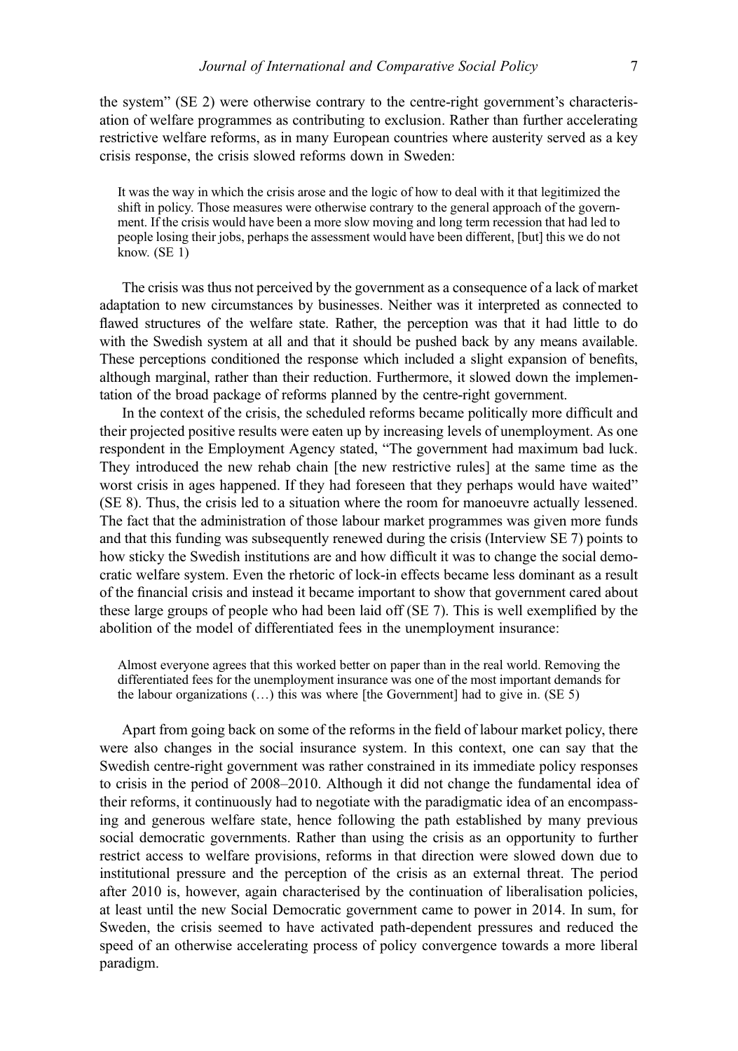the system" (SE 2) were otherwise contrary to the centre-right government's characterisation of welfare programmes as contributing to exclusion. Rather than further accelerating restrictive welfare reforms, as in many European countries where austerity served as a key crisis response, the crisis slowed reforms down in Sweden:

> It was the way in which the crisis arose and the logic of how to deal with it that legitimized the shift in policy. Those measures were otherwise contrary to the general approach of the government. If the crisis would have been a more slow moving and long term recession that had led to people losing their jobs, perhaps the assessment would have been different, [but] this we do not know. (SE 1)

The crisis was thus not perceived by the government as a consequence of a lack of market adaptation to new circumstances by businesses. Neither was it interpreted as connected to flawed structures of the welfare state. Rather, the perception was that it had little to do with the Swedish system at all and that it should be pushed back by any means available. These perceptions conditioned the response which included a slight expansion of benefits, although marginal, rather than their reduction. Furthermore, it slowed down the implementation of the broad package of reforms planned by the centre-right government.

In the context of the crisis, the scheduled reforms became politically more difficult and their projected positive results were eaten up by increasing levels of unemployment. As one respondent in the Employment Agency stated, "The government had maximum bad luck. They introduced the new rehab chain [the new restrictive rules] at the same time as the worst crisis in ages happened. If they had foreseen that they perhaps would have waited" (SE 8). Thus, the crisis led to a situation where the room for manoeuvre actually lessened. The fact that the administration of those labour market programmes was given more funds and that this funding was subsequently renewed during the crisis (Interview SE 7) points to how sticky the Swedish institutions are and how difficult it was to change the social democratic welfare system. Even the rhetoric of lock-in effects became less dominant as a result of the financial crisis and instead it became important to show that government cared about these large groups of people who had been laid off (SE 7). This is well exemplified by the abolition of the model of differentiated fees in the unemployment insurance:

> Almost everyone agrees that this worked better on paper than in the real world. Removing the differentiated fees for the unemployment insurance was one of the most important demands for the labour organizations (…) this was where [the Government] had to give in. (SE 5)

Apart from going back on some of the reforms in the field of labour market policy, there were also changes in the social insurance system. In this context, one can say that the Swedish centre-right government was rather constrained in its immediate policy responses to crisis in the period of 2008–2010. Although it did not change the fundamental idea of their reforms, it continuously had to negotiate with the paradigmatic idea of an encompassing and generous welfare state, hence following the path established by many previous social democratic governments. Rather than using the crisis as an opportunity to further restrict access to welfare provisions, reforms in that direction were slowed down due to institutional pressure and the perception of the crisis as an external threat. The period after 2010 is, however, again characterised by the continuation of liberalisation policies, at least until the new Social Democratic government came to power in 2014. In sum, for Sweden, the crisis seemed to have activated path-dependent pressures and reduced the speed of an otherwise accelerating process of policy convergence towards a more liberal paradigm.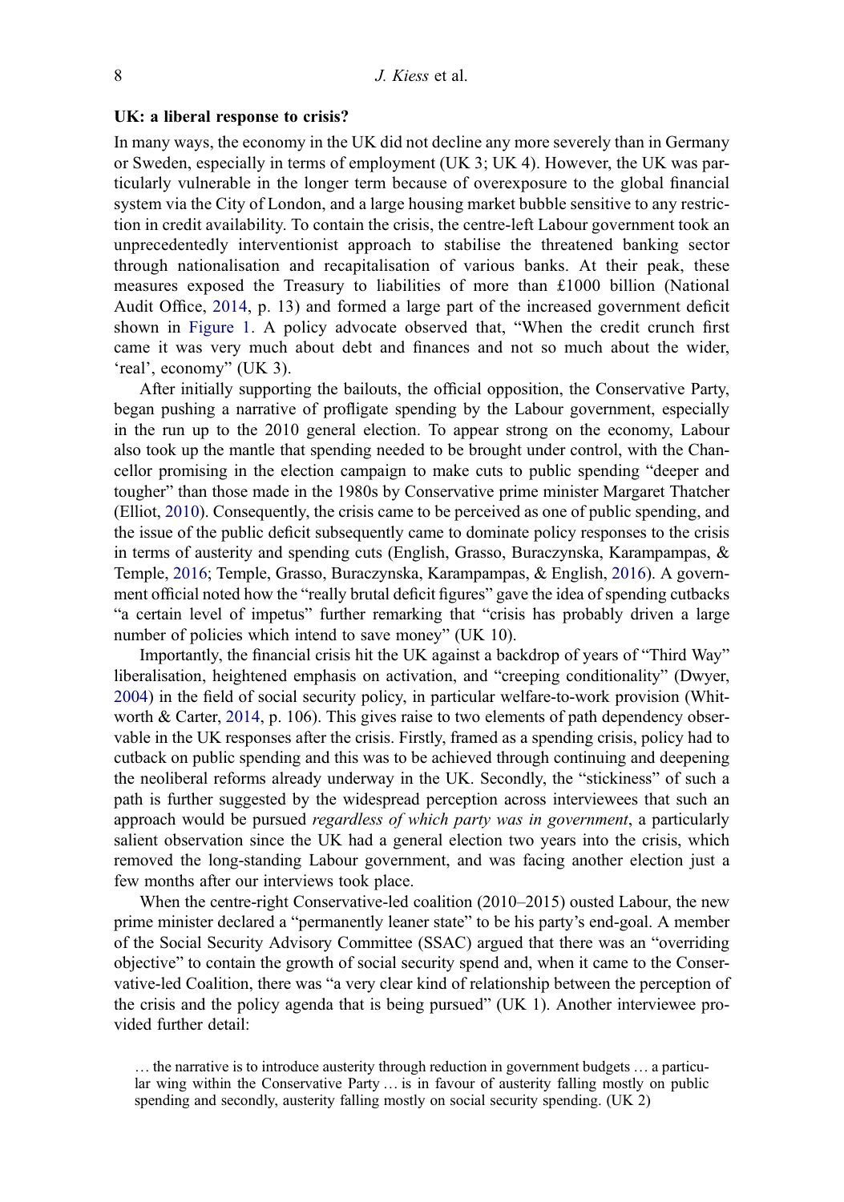### UK: a liberal response to crisis?

In many ways, the economy in the UK did not decline any more severely than in Germany or Sweden, especially in terms of employment (UK 3; UK 4). However, the UK was particularly vulnerable in the longer term because of overexposure to the global financial system via the City of London, and a large housing market bubble sensitive to any restriction in credit availability. To contain the crisis, the centre-left Labour government took an unprecedentedly interventionist approach to stabilise the threatened banking sector through nationalisation and recapitalisation of various banks. At their peak, these measures exposed the Treasury to liabilities of more than £1000 billion (National Audit Office, 2014, p. 13) and formed a large part of the increased government deficit shown in Figure 1. A policy advocate observed that, "When the credit crunch first came it was very much about debt and finances and not so much about the wider, 'real', economy" (UK 3).

After initially supporting the bailouts, the official opposition, the Conservative Party, began pushing a narrative of profligate spending by the Labour government, especially in the run up to the 2010 general election. To appear strong on the economy, Labour also took up the mantle that spending needed to be brought under control, with the Chancellor promising in the election campaign to make cuts to public spending "deeper and tougher" than those made in the 1980s by Conservative prime minister Margaret Thatcher (Elliot, 2010). Consequently, the crisis came to be perceived as one of public spending, and the issue of the public deficit subsequently came to dominate policy responses to the crisis in terms of austerity and spending cuts (English, Grasso, Buraczynska, Karampampas, & Temple, 2016; Temple, Grasso, Buraczynska, Karampampas, & English, 2016). A government official noted how the "really brutal deficit figures" gave the idea of spending cutbacks "a certain level of impetus" further remarking that "crisis has probably driven a large number of policies which intend to save money" (UK 10).

Importantly, the financial crisis hit the UK against a backdrop of years of "Third Way" liberalisation, heightened emphasis on activation, and "creeping conditionality" (Dwyer, 2004) in the field of social security policy, in particular welfare-to-work provision (Whitworth & Carter, 2014, p. 106). This gives raise to two elements of path dependency observable in the UK responses after the crisis. Firstly, framed as a spending crisis, policy had to cutback on public spending and this was to be achieved through continuing and deepening the neoliberal reforms already underway in the UK. Secondly, the "stickiness" of such a path is further suggested by the widespread perception across interviewees that such an approach would be pursued *regardless of which party was in government*, a particularly salient observation since the UK had a general election two years into the crisis, which removed the long-standing Labour government, and was facing another election just a few months after our interviews took place.

When the centre-right Conservative-led coalition (2010–2015) ousted Labour, the new prime minister declared a "permanently leaner state" to be his party's end-goal. A member of the Social Security Advisory Committee (SSAC) argued that there was an "overriding objective" to contain the growth of social security spend and, when it came to the Conservative-led Coalition, there was "a very clear kind of relationship between the perception of the crisis and the policy agenda that is being pursued" (UK 1). Another interviewee provided further detail:

> … the narrative is to introduce austerity through reduction in government budgets … a particular wing within the Conservative Party … is in favour of austerity falling mostly on public spending and secondly, austerity falling mostly on social security spending. (UK 2)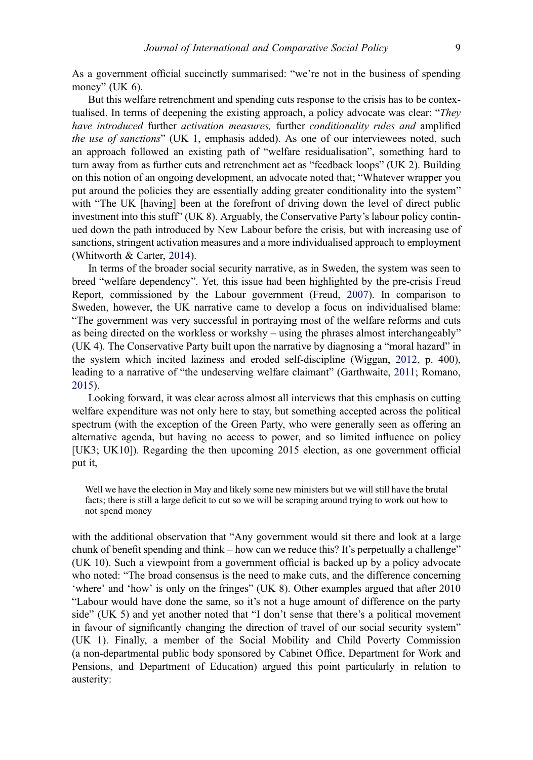As a government official succinctly summarised: "we're not in the business of spending money" (UK 6).

But this welfare retrenchment and spending cuts response to the crisis has to be contextualised. In terms of deepening the existing approach, a policy advocate was clear: "*They have introduced* further *activation measures,* further *conditionality rules and* amplified *the use of sanctions*" (UK 1, emphasis added). As one of our interviewees noted, such an approach followed an existing path of "welfare residualisation", something hard to turn away from as further cuts and retrenchment act as "feedback loops" (UK 2). Building on this notion of an ongoing development, an advocate noted that; "Whatever wrapper you put around the policies they are essentially adding greater conditionality into the system" with "The UK [having] been at the forefront of driving down the level of direct public investment into this stuff" (UK 8). Arguably, the Conservative Party's labour policy continued down the path introduced by New Labour before the crisis, but with increasing use of sanctions, stringent activation measures and a more individualised approach to employment (Whitworth & Carter, 2014).

In terms of the broader social security narrative, as in Sweden, the system was seen to breed "welfare dependency". Yet, this issue had been highlighted by the pre-crisis Freud Report, commissioned by the Labour government (Freud, 2007). In comparison to Sweden, however, the UK narrative came to develop a focus on individualised blame: "The government was very successful in portraying most of the welfare reforms and cuts as being directed on the workless or workshy – using the phrases almost interchangeably" (UK 4). The Conservative Party built upon the narrative by diagnosing a "moral hazard" in the system which incited laziness and eroded self-discipline (Wiggan, 2012, p. 400), leading to a narrative of "the undeserving welfare claimant" (Garthwaite, 2011; Romano, 2015).

Looking forward, it was clear across almost all interviews that this emphasis on cutting welfare expenditure was not only here to stay, but something accepted across the political spectrum (with the exception of the Green Party, who were generally seen as offering an alternative agenda, but having no access to power, and so limited influence on policy [UK3; UK10]). Regarding the then upcoming 2015 election, as one government official put it,

> Well we have the election in May and likely some new ministers but we will still have the brutal facts; there is still a large deficit to cut so we will be scraping around trying to work out how to not spend money

with the additional observation that "Any government would sit there and look at a large chunk of benefit spending and think – how can we reduce this? It's perpetually a challenge" (UK 10). Such a viewpoint from a government official is backed up by a policy advocate who noted: "The broad consensus is the need to make cuts, and the difference concerning 'where' and 'how' is only on the fringes" (UK 8). Other examples argued that after 2010 "Labour would have done the same, so it's not a huge amount of difference on the party side" (UK 5) and yet another noted that "I don't sense that there's a political movement in favour of significantly changing the direction of travel of our social security system" (UK 1). Finally, a member of the Social Mobility and Child Poverty Commission (a non-departmental public body sponsored by Cabinet Office, Department for Work and Pensions, and Department of Education) argued this point particularly in relation to austerity: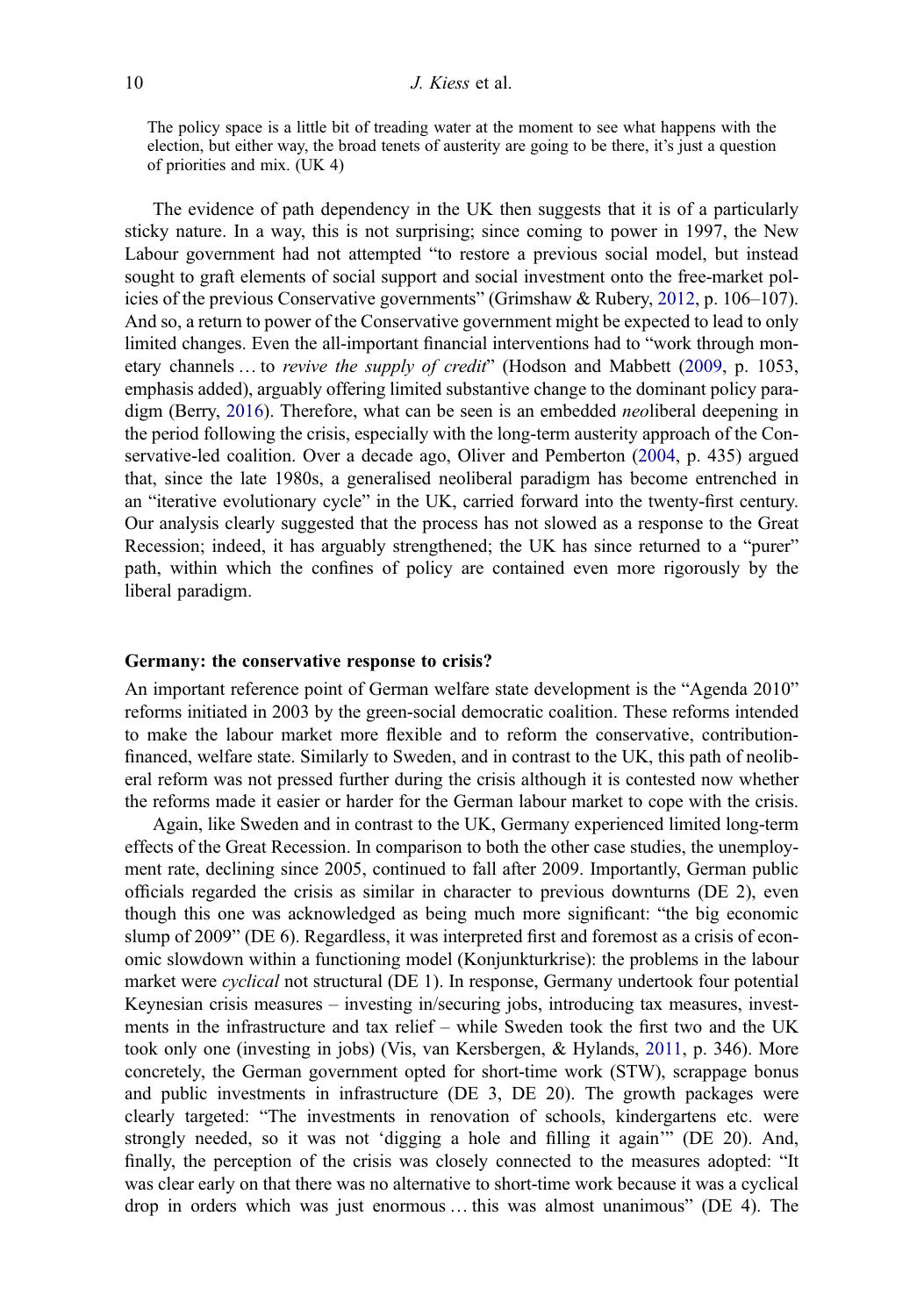> The policy space is a little bit of treading water at the moment to see what happens with the election, but either way, the broad tenets of austerity are going to be there, it's just a question of priorities and mix. (UK 4)

The evidence of path dependency in the UK then suggests that it is of a particularly sticky nature. In a way, this is not surprising; since coming to power in 1997, the New Labour government had not attempted "to restore a previous social model, but instead sought to graft elements of social support and social investment onto the free-market policies of the previous Conservative governments" (Grimshaw & Rubery, 2012, p. 106–107). And so, a return to power of the Conservative government might be expected to lead to only limited changes. Even the all-important financial interventions had to "work through monetary channels … to *revive the supply of credit*" (Hodson and Mabbett (2009, p. 1053, emphasis added), arguably offering limited substantive change to the dominant policy paradigm (Berry, 2016). Therefore, what can be seen is an embedded *neo*liberal deepening in the period following the crisis, especially with the long-term austerity approach of the Conservative-led coalition. Over a decade ago, Oliver and Pemberton (2004, p. 435) argued that, since the late 1980s, a generalised neoliberal paradigm has become entrenched in an "iterative evolutionary cycle" in the UK, carried forward into the twenty-first century. Our analysis clearly suggested that the process has not slowed as a response to the Great Recession; indeed, it has arguably strengthened; the UK has since returned to a "purer" path, within which the confines of policy are contained even more rigorously by the liberal paradigm.

### Germany: the conservative response to crisis?

An important reference point of German welfare state development is the "Agenda 2010" reforms initiated in 2003 by the green-social democratic coalition. These reforms intended to make the labour market more flexible and to reform the conservative, contribution-financed, welfare state. Similarly to Sweden, and in contrast to the UK, this path of neoliberal reform was not pressed further during the crisis although it is contested now whether the reforms made it easier or harder for the German labour market to cope with the crisis.

Again, like Sweden and in contrast to the UK, Germany experienced limited long-term effects of the Great Recession. In comparison to both the other case studies, the unemployment rate, declining since 2005, continued to fall after 2009. Importantly, German public officials regarded the crisis as similar in character to previous downturns (DE 2), even though this one was acknowledged as being much more significant: "the big economic slump of 2009" (DE 6). Regardless, it was interpreted first and foremost as a crisis of economic slowdown within a functioning model (Konjunkturkrise): the problems in the labour market were *cyclical* not structural (DE 1). In response, Germany undertook four potential Keynesian crisis measures – investing in/securing jobs, introducing tax measures, investments in the infrastructure and tax relief – while Sweden took the first two and the UK took only one (investing in jobs) (Vis, van Kersbergen, & Hylands, 2011, p. 346). More concretely, the German government opted for short-time work (STW), scrappage bonus and public investments in infrastructure (DE 3, DE 20). The growth packages were clearly targeted: "The investments in renovation of schools, kindergartens etc. were strongly needed, so it was not 'digging a hole and filling it again'" (DE 20). And, finally, the perception of the crisis was closely connected to the measures adopted: "It was clear early on that there was no alternative to short-time work because it was a cyclical drop in orders which was just enormous … this was almost unanimous" (DE 4). The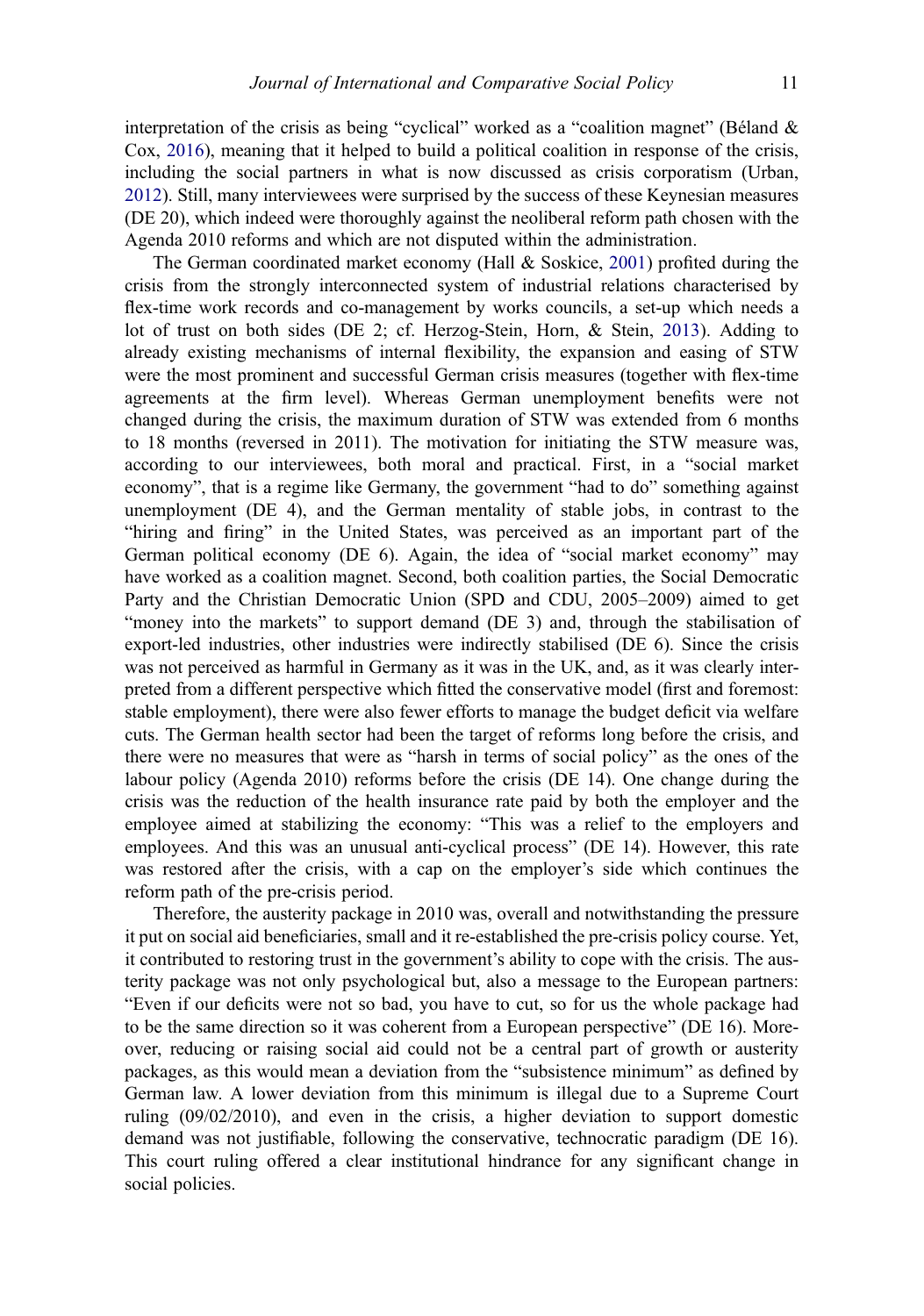interpretation of the crisis as being "cyclical" worked as a "coalition magnet" (Béland & Cox, 2016), meaning that it helped to build a political coalition in response of the crisis, including the social partners in what is now discussed as crisis corporatism (Urban, 2012). Still, many interviewees were surprised by the success of these Keynesian measures (DE 20), which indeed were thoroughly against the neoliberal reform path chosen with the Agenda 2010 reforms and which are not disputed within the administration.

The German coordinated market economy (Hall & Soskice, 2001) profited during the crisis from the strongly interconnected system of industrial relations characterised by flex-time work records and co-management by works councils, a set-up which needs a lot of trust on both sides (DE 2; cf. Herzog-Stein, Horn, & Stein, 2013). Adding to already existing mechanisms of internal flexibility, the expansion and easing of STW were the most prominent and successful German crisis measures (together with flex-time agreements at the firm level). Whereas German unemployment benefits were not changed during the crisis, the maximum duration of STW was extended from 6 months to 18 months (reversed in 2011). The motivation for initiating the STW measure was, according to our interviewees, both moral and practical. First, in a "social market economy", that is a regime like Germany, the government "had to do" something against unemployment (DE 4), and the German mentality of stable jobs, in contrast to the "hiring and firing" in the United States, was perceived as an important part of the German political economy (DE 6). Again, the idea of "social market economy" may have worked as a coalition magnet. Second, both coalition parties, the Social Democratic Party and the Christian Democratic Union (SPD and CDU, 2005–2009) aimed to get "money into the markets" to support demand (DE 3) and, through the stabilisation of export-led industries, other industries were indirectly stabilised (DE 6). Since the crisis was not perceived as harmful in Germany as it was in the UK, and, as it was clearly interpreted from a different perspective which fitted the conservative model (first and foremost: stable employment), there were also fewer efforts to manage the budget deficit via welfare cuts. The German health sector had been the target of reforms long before the crisis, and there were no measures that were as "harsh in terms of social policy" as the ones of the labour policy (Agenda 2010) reforms before the crisis (DE 14). One change during the crisis was the reduction of the health insurance rate paid by both the employer and the employee aimed at stabilizing the economy: "This was a relief to the employers and employees. And this was an unusual anti-cyclical process" (DE 14). However, this rate was restored after the crisis, with a cap on the employer's side which continues the reform path of the pre-crisis period.

Therefore, the austerity package in 2010 was, overall and notwithstanding the pressure it put on social aid beneficiaries, small and it re-established the pre-crisis policy course. Yet, it contributed to restoring trust in the government's ability to cope with the crisis. The austerity package was not only psychological but, also a message to the European partners: "Even if our deficits were not so bad, you have to cut, so for us the whole package had to be the same direction so it was coherent from a European perspective" (DE 16). Moreover, reducing or raising social aid could not be a central part of growth or austerity packages, as this would mean a deviation from the "subsistence minimum" as defined by German law. A lower deviation from this minimum is illegal due to a Supreme Court ruling (09/02/2010), and even in the crisis, a higher deviation to support domestic demand was not justifiable, following the conservative, technocratic paradigm (DE 16). This court ruling offered a clear institutional hindrance for any significant change in social policies.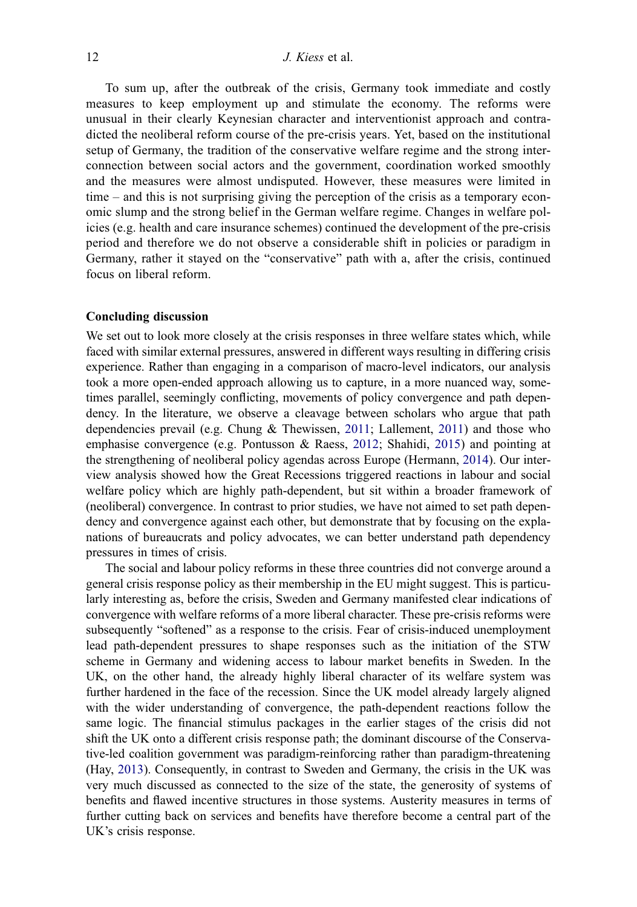To sum up, after the outbreak of the crisis, Germany took immediate and costly measures to keep employment up and stimulate the economy. The reforms were unusual in their clearly Keynesian character and interventionist approach and contradicted the neoliberal reform course of the pre-crisis years. Yet, based on the institutional setup of Germany, the tradition of the conservative welfare regime and the strong interconnection between social actors and the government, coordination worked smoothly and the measures were almost undisputed. However, these measures were limited in time – and this is not surprising giving the perception of the crisis as a temporary economic slump and the strong belief in the German welfare regime. Changes in welfare policies (e.g. health and care insurance schemes) continued the development of the pre-crisis period and therefore we do not observe a considerable shift in policies or paradigm in Germany, rather it stayed on the "conservative" path with a, after the crisis, continued focus on liberal reform.

## Concluding discussion

We set out to look more closely at the crisis responses in three welfare states which, while faced with similar external pressures, answered in different ways resulting in differing crisis experience. Rather than engaging in a comparison of macro-level indicators, our analysis took a more open-ended approach allowing us to capture, in a more nuanced way, sometimes parallel, seemingly conflicting, movements of policy convergence and path dependency. In the literature, we observe a cleavage between scholars who argue that path dependencies prevail (e.g. Chung & Thewissen, 2011; Lallement, 2011) and those who emphasise convergence (e.g. Pontusson & Raess, 2012; Shahidi, 2015) and pointing at the strengthening of neoliberal policy agendas across Europe (Hermann, 2014). Our interview analysis showed how the Great Recessions triggered reactions in labour and social welfare policy which are highly path-dependent, but sit within a broader framework of (neoliberal) convergence. In contrast to prior studies, we have not aimed to set path dependency and convergence against each other, but demonstrate that by focusing on the explanations of bureaucrats and policy advocates, we can better understand path dependency pressures in times of crisis.

The social and labour policy reforms in these three countries did not converge around a general crisis response policy as their membership in the EU might suggest. This is particularly interesting as, before the crisis, Sweden and Germany manifested clear indications of convergence with welfare reforms of a more liberal character. These pre-crisis reforms were subsequently "softened" as a response to the crisis. Fear of crisis-induced unemployment lead path-dependent pressures to shape responses such as the initiation of the STW scheme in Germany and widening access to labour market benefits in Sweden. In the UK, on the other hand, the already highly liberal character of its welfare system was further hardened in the face of the recession. Since the UK model already largely aligned with the wider understanding of convergence, the path-dependent reactions follow the same logic. The financial stimulus packages in the earlier stages of the crisis did not shift the UK onto a different crisis response path; the dominant discourse of the Conservative-led coalition government was paradigm-reinforcing rather than paradigm-threatening (Hay, 2013). Consequently, in contrast to Sweden and Germany, the crisis in the UK was very much discussed as connected to the size of the state, the generosity of systems of benefits and flawed incentive structures in those systems. Austerity measures in terms of further cutting back on services and benefits have therefore become a central part of the UK's crisis response.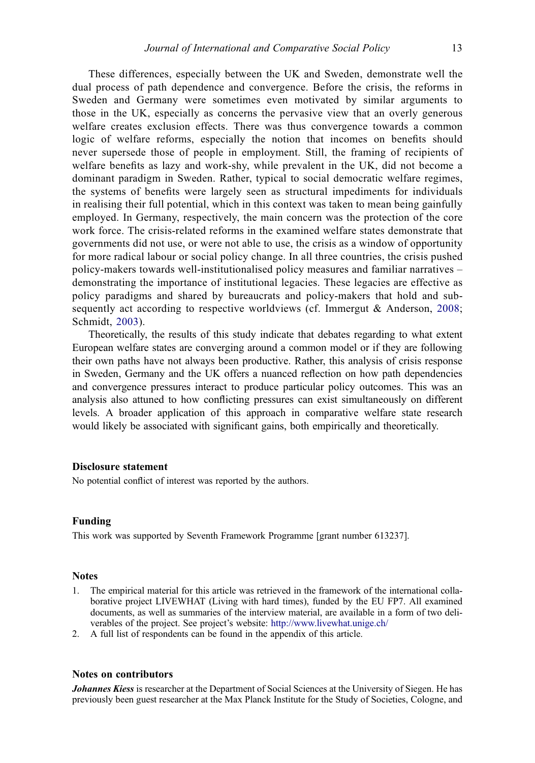These differences, especially between the UK and Sweden, demonstrate well the dual process of path dependence and convergence. Before the crisis, the reforms in Sweden and Germany were sometimes even motivated by similar arguments to those in the UK, especially as concerns the pervasive view that an overly generous welfare creates exclusion effects. There was thus convergence towards a common logic of welfare reforms, especially the notion that incomes on benefits should never supersede those of people in employment. Still, the framing of recipients of welfare benefits as lazy and work-shy, while prevalent in the UK, did not become a dominant paradigm in Sweden. Rather, typical to social democratic welfare regimes, the systems of benefits were largely seen as structural impediments for individuals in realising their full potential, which in this context was taken to mean being gainfully employed. In Germany, respectively, the main concern was the protection of the core work force. The crisis-related reforms in the examined welfare states demonstrate that governments did not use, or were not able to use, the crisis as a window of opportunity for more radical labour or social policy change. In all three countries, the crisis pushed policy-makers towards well-institutionalised policy measures and familiar narratives – demonstrating the importance of institutional legacies. These legacies are effective as policy paradigms and shared by bureaucrats and policy-makers that hold and subsequently act according to respective worldviews (cf. Immergut & Anderson, 2008; Schmidt, 2003).

Theoretically, the results of this study indicate that debates regarding to what extent European welfare states are converging around a common model or if they are following their own paths have not always been productive. Rather, this analysis of crisis response in Sweden, Germany and the UK offers a nuanced reflection on how path dependencies and convergence pressures interact to produce particular policy outcomes. This was an analysis also attuned to how conflicting pressures can exist simultaneously on different levels. A broader application of this approach in comparative welfare state research would likely be associated with significant gains, both empirically and theoretically.

### Disclosure statement

No potential conflict of interest was reported by the authors.

### Funding

This work was supported by Seventh Framework Programme [grant number 613237].

### Notes

1. The empirical material for this article was retrieved in the framework of the international collaborative project LIVEWHAT (Living with hard times), funded by the EU FP7. All examined documents, as well as summaries of the interview material, are available in a form of two deliverables of the project. See project's website: http://www.livewhat.unige.ch/
2. A full list of respondents can be found in the appendix of this article.

### Notes on contributors

***Johannes Kiess*** is researcher at the Department of Social Sciences at the University of Siegen. He has previously been guest researcher at the Max Planck Institute for the Study of Societies, Cologne, and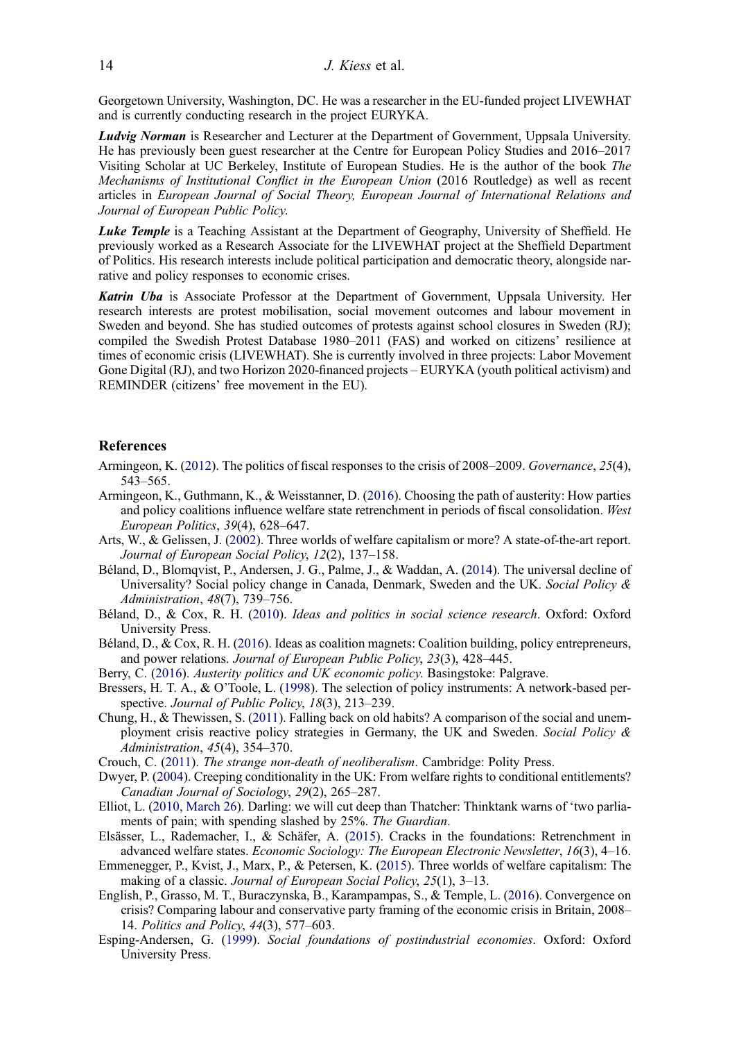Georgetown University, Washington, DC. He was a researcher in the EU-funded project LIVEWHAT and is currently conducting research in the project EURYKA.

***Ludvig Norman*** is Researcher and Lecturer at the Department of Government, Uppsala University. He has previously been guest researcher at the Centre for European Policy Studies and 2016–2017 Visiting Scholar at UC Berkeley, Institute of European Studies. He is the author of the book *The Mechanisms of Institutional Conflict in the European Union* (2016 Routledge) as well as recent articles in *European Journal of Social Theory, European Journal of International Relations and Journal of European Public Policy.*

***Luke Temple*** is a Teaching Assistant at the Department of Geography, University of Sheffield. He previously worked as a Research Associate for the LIVEWHAT project at the Sheffield Department of Politics. His research interests include political participation and democratic theory, alongside narrative and policy responses to economic crises.

***Katrin Uba*** is Associate Professor at the Department of Government, Uppsala University. Her research interests are protest mobilisation, social movement outcomes and labour movement in Sweden and beyond. She has studied outcomes of protests against school closures in Sweden (RJ); compiled the Swedish Protest Database 1980–2011 (FAS) and worked on citizens' resilience at times of economic crisis (LIVEWHAT). She is currently involved in three projects: Labor Movement Gone Digital (RJ), and two Horizon 2020-financed projects – EURYKA (youth political activism) and REMINDER (citizens' free movement in the EU).

## References

Armingeon, K. (2012). The politics of fiscal responses to the crisis of 2008–2009. *Governance*, *25*(4), 543–565.

Armingeon, K., Guthmann, K., & Weisstanner, D. (2016). Choosing the path of austerity: How parties and policy coalitions influence welfare state retrenchment in periods of fiscal consolidation. *West European Politics*, *39*(4), 628–647.

Arts, W., & Gelissen, J. (2002). Three worlds of welfare capitalism or more? A state-of-the-art report. *Journal of European Social Policy*, *12*(2), 137–158.

Béland, D., Blomqvist, P., Andersen, J. G., Palme, J., & Waddan, A. (2014). The universal decline of Universality? Social policy change in Canada, Denmark, Sweden and the UK. *Social Policy & Administration*, *48*(7), 739–756.

Béland, D., & Cox, R. H. (2010). *Ideas and politics in social science research*. Oxford: Oxford University Press.

Béland, D., & Cox, R. H. (2016). Ideas as coalition magnets: Coalition building, policy entrepreneurs, and power relations. *Journal of European Public Policy*, *23*(3), 428–445.

Berry, C. (2016). *Austerity politics and UK economic policy*. Basingstoke: Palgrave.

Bressers, H. T. A., & O'Toole, L. (1998). The selection of policy instruments: A network-based perspective. *Journal of Public Policy*, *18*(3), 213–239.

Chung, H., & Thewissen, S. (2011). Falling back on old habits? A comparison of the social and unemployment crisis reactive policy strategies in Germany, the UK and Sweden. *Social Policy & Administration*, *45*(4), 354–370.

Crouch, C. (2011). *The strange non-death of neoliberalism*. Cambridge: Polity Press.

Dwyer, P. (2004). Creeping conditionality in the UK: From welfare rights to conditional entitlements? *Canadian Journal of Sociology*, *29*(2), 265–287.

Elliot, L. (2010, March 26). Darling: we will cut deep than Thatcher: Thinktank warns of 'two parliaments of pain; with spending slashed by 25%. *The Guardian*.

Elsässer, L., Rademacher, I., & Schäfer, A. (2015). Cracks in the foundations: Retrenchment in advanced welfare states. *Economic Sociology: The European Electronic Newsletter*, *16*(3), 4–16.

Emmenegger, P., Kvist, J., Marx, P., & Petersen, K. (2015). Three worlds of welfare capitalism: The making of a classic. *Journal of European Social Policy*, *25*(1), 3–13.

English, P., Grasso, M. T., Buraczynska, B., Karampampas, S., & Temple, L. (2016). Convergence on crisis? Comparing labour and conservative party framing of the economic crisis in Britain, 2008–14. *Politics and Policy*, *44*(3), 577–603.

Esping-Andersen, G. (1999). *Social foundations of postindustrial economies*. Oxford: Oxford University Press.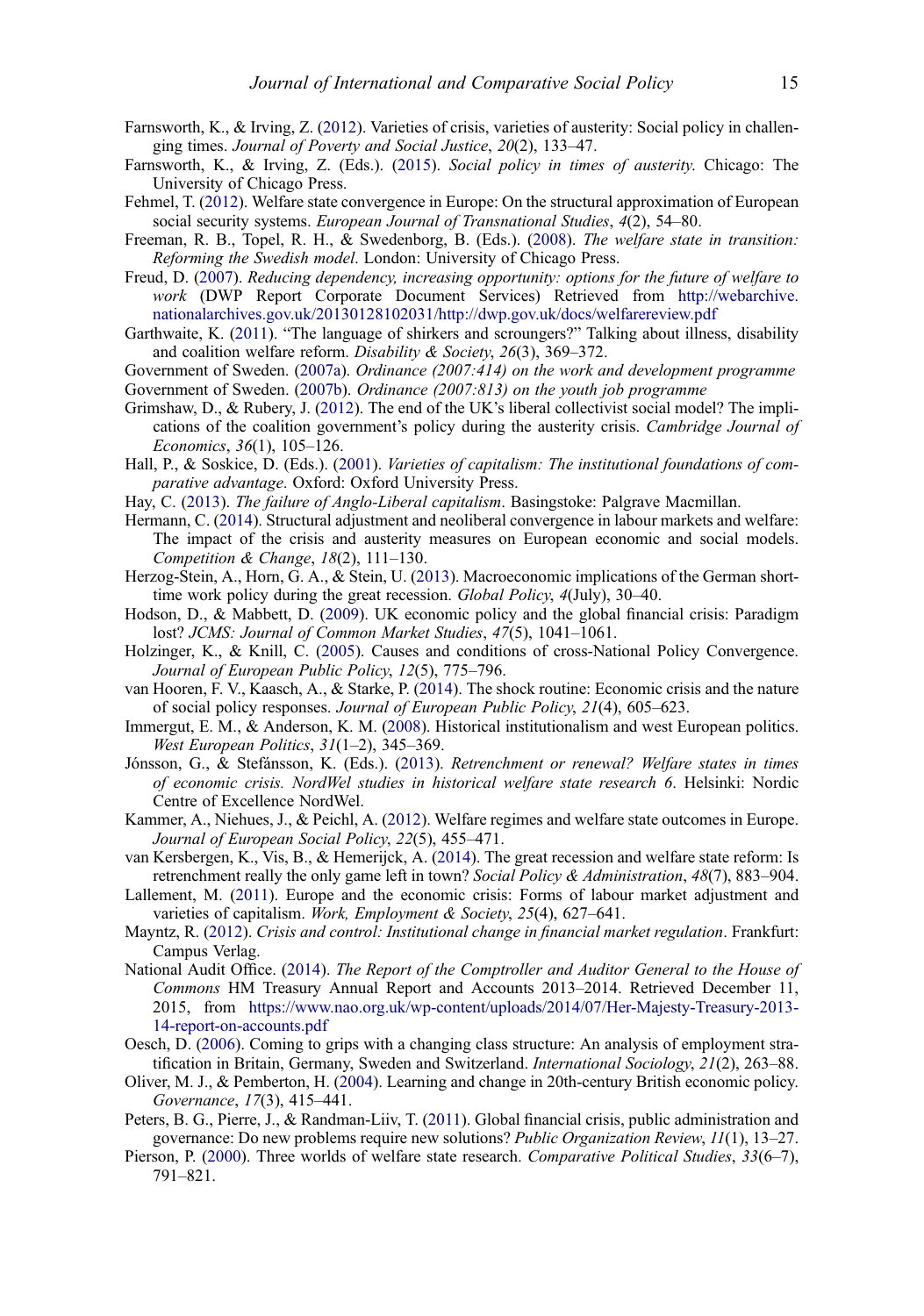Farnsworth, K., & Irving, Z. (2012). Varieties of crisis, varieties of austerity: Social policy in challenging times. *Journal of Poverty and Social Justice*, *20*(2), 133–47.

Farnsworth, K., & Irving, Z. (Eds.). (2015). *Social policy in times of austerity*. Chicago: The University of Chicago Press.

Fehmel, T. (2012). Welfare state convergence in Europe: On the structural approximation of European social security systems. *European Journal of Transnational Studies*, *4*(2), 54–80.

Freeman, R. B., Topel, R. H., & Swedenborg, B. (Eds.). (2008). *The welfare state in transition: Reforming the Swedish model*. London: University of Chicago Press.

Freud, D. (2007). *Reducing dependency, increasing opportunity: options for the future of welfare to work* (DWP Report Corporate Document Services) Retrieved from http://webarchive.nationalarchives.gov.uk/20130128102031/http://dwp.gov.uk/docs/welfarereview.pdf

Garthwaite, K. (2011). "The language of shirkers and scroungers?" Talking about illness, disability and coalition welfare reform. *Disability & Society*, *26*(3), 369–372.

Government of Sweden. (2007a). *Ordinance (2007:414) on the work and development programme*

Government of Sweden. (2007b). *Ordinance (2007:813) on the youth job programme*

Grimshaw, D., & Rubery, J. (2012). The end of the UK's liberal collectivist social model? The implications of the coalition government's policy during the austerity crisis. *Cambridge Journal of Economics*, *36*(1), 105–126.

Hall, P., & Soskice, D. (Eds.). (2001). *Varieties of capitalism: The institutional foundations of comparative advantage*. Oxford: Oxford University Press.

Hay, C. (2013). *The failure of Anglo-Liberal capitalism*. Basingstoke: Palgrave Macmillan.

Hermann, C. (2014). Structural adjustment and neoliberal convergence in labour markets and welfare: The impact of the crisis and austerity measures on European economic and social models. *Competition & Change*, *18*(2), 111–130.

Herzog-Stein, A., Horn, G. A., & Stein, U. (2013). Macroeconomic implications of the German short-time work policy during the great recession. *Global Policy*, *4*(July), 30–40.

Hodson, D., & Mabbett, D. (2009). UK economic policy and the global financial crisis: Paradigm lost? *JCMS: Journal of Common Market Studies*, *47*(5), 1041–1061.

Holzinger, K., & Knill, C. (2005). Causes and conditions of cross-National Policy Convergence. *Journal of European Public Policy*, *12*(5), 775–796.

van Hooren, F. V., Kaasch, A., & Starke, P. (2014). The shock routine: Economic crisis and the nature of social policy responses. *Journal of European Public Policy*, *21*(4), 605–623.

Immergut, E. M., & Anderson, K. M. (2008). Historical institutionalism and west European politics. *West European Politics*, *31*(1–2), 345–369.

Jónsson, G., & Stefánsson, K. (Eds.). (2013). *Retrenchment or renewal? Welfare states in times of economic crisis. NordWel studies in historical welfare state research 6*. Helsinki: Nordic Centre of Excellence NordWel.

Kammer, A., Niehues, J., & Peichl, A. (2012). Welfare regimes and welfare state outcomes in Europe. *Journal of European Social Policy*, *22*(5), 455–471.

van Kersbergen, K., Vis, B., & Hemerijck, A. (2014). The great recession and welfare state reform: Is retrenchment really the only game left in town? *Social Policy & Administration*, *48*(7), 883–904.

Lallement, M. (2011). Europe and the economic crisis: Forms of labour market adjustment and varieties of capitalism. *Work, Employment & Society*, *25*(4), 627–641.

Mayntz, R. (2012). *Crisis and control: Institutional change in financial market regulation*. Frankfurt: Campus Verlag.

National Audit Office. (2014). *The Report of the Comptroller and Auditor General to the House of Commons* HM Treasury Annual Report and Accounts 2013–2014. Retrieved December 11, 2015, from https://www.nao.org.uk/wp-content/uploads/2014/07/Her-Majesty-Treasury-2013-14-report-on-accounts.pdf

Oesch, D. (2006). Coming to grips with a changing class structure: An analysis of employment stratification in Britain, Germany, Sweden and Switzerland. *International Sociology*, *21*(2), 263–88.

Oliver, M. J., & Pemberton, H. (2004). Learning and change in 20th-century British economic policy. *Governance*, *17*(3), 415–441.

Peters, B. G., Pierre, J., & Randman-Liiv, T. (2011). Global financial crisis, public administration and governance: Do new problems require new solutions? *Public Organization Review*, *11*(1), 13–27.

Pierson, P. (2000). Three worlds of welfare state research. *Comparative Political Studies*, *33*(6–7), 791–821.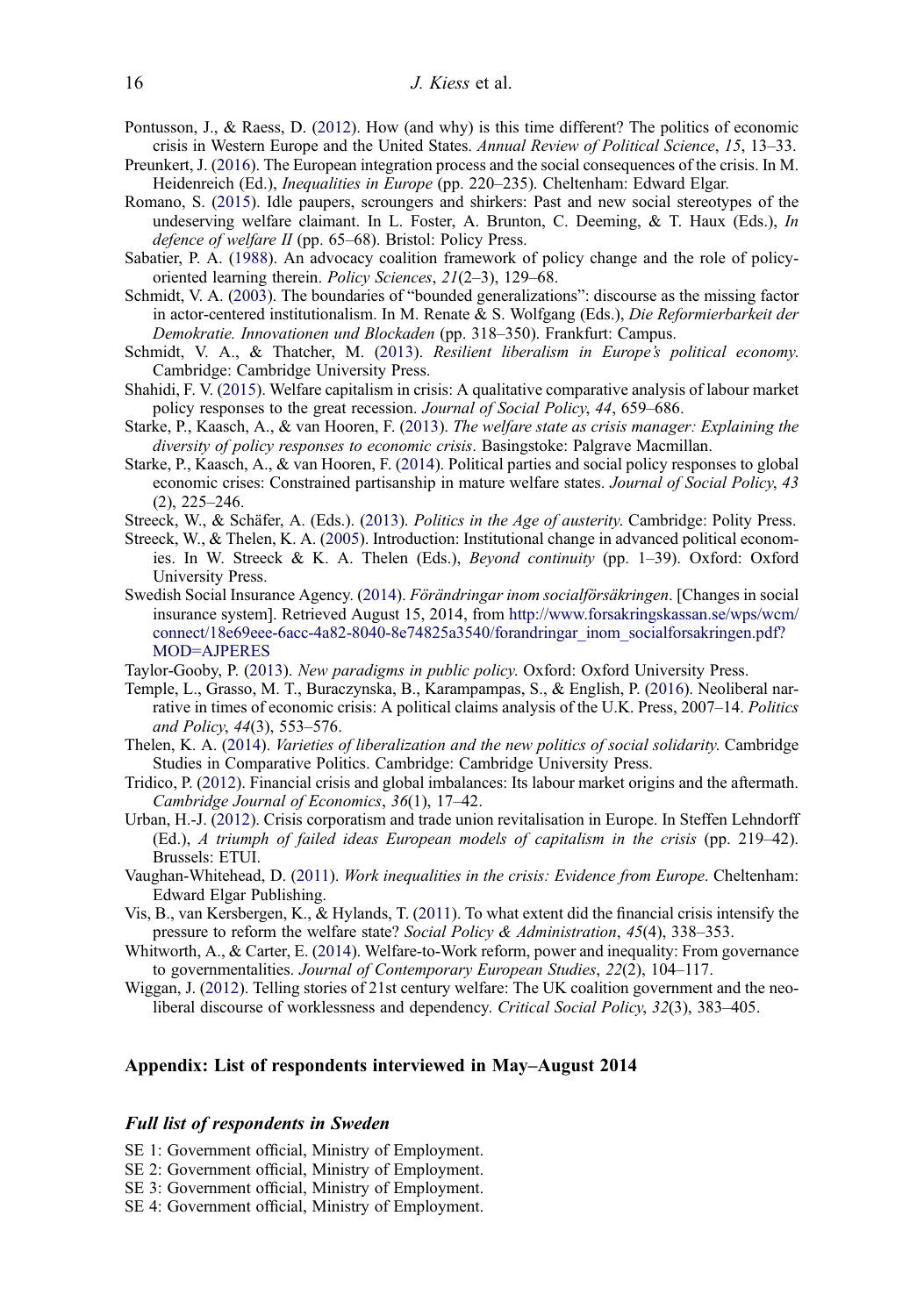Pontusson, J., & Raess, D. (2012). How (and why) is this time different? The politics of economic crisis in Western Europe and the United States. *Annual Review of Political Science*, *15*, 13–33.

Preunkert, J. (2016). The European integration process and the social consequences of the crisis. In M. Heidenreich (Ed.), *Inequalities in Europe* (pp. 220–235). Cheltenham: Edward Elgar.

Romano, S. (2015). Idle paupers, scroungers and shirkers: Past and new social stereotypes of the undeserving welfare claimant. In L. Foster, A. Brunton, C. Deeming, & T. Haux (Eds.), *In defence of welfare II* (pp. 65–68). Bristol: Policy Press.

Sabatier, P. A. (1988). An advocacy coalition framework of policy change and the role of policy-oriented learning therein. *Policy Sciences*, *21*(2–3), 129–68.

Schmidt, V. A. (2003). The boundaries of "bounded generalizations": discourse as the missing factor in actor-centered institutionalism. In M. Renate & S. Wolfgang (Eds.), *Die Reformierbarkeit der Demokratie. Innovationen und Blockaden* (pp. 318–350). Frankfurt: Campus.

Schmidt, V. A., & Thatcher, M. (2013). *Resilient liberalism in Europe's political economy*. Cambridge: Cambridge University Press.

Shahidi, F. V. (2015). Welfare capitalism in crisis: A qualitative comparative analysis of labour market policy responses to the great recession. *Journal of Social Policy*, *44*, 659–686.

Starke, P., Kaasch, A., & van Hooren, F. (2013). *The welfare state as crisis manager: Explaining the diversity of policy responses to economic crisis*. Basingstoke: Palgrave Macmillan.

Starke, P., Kaasch, A., & van Hooren, F. (2014). Political parties and social policy responses to global economic crises: Constrained partisanship in mature welfare states. *Journal of Social Policy*, *43* (2), 225–246.

Streeck, W., & Schäfer, A. (Eds.). (2013). *Politics in the Age of austerity*. Cambridge: Polity Press.

Streeck, W., & Thelen, K. A. (2005). Introduction: Institutional change in advanced political economies. In W. Streeck & K. A. Thelen (Eds.), *Beyond continuity* (pp. 1–39). Oxford: Oxford University Press.

Swedish Social Insurance Agency. (2014). *Förändringar inom socialförsäkringen*. [Changes in social insurance system]. Retrieved August 15, 2014, from http://www.forsakringskassan.se/wps/wcm/connect/18e69eee-6acc-4a82-8040-8e74825a3540/forandringar_inom_socialforsakringen.pdf?MOD=AJPERES

Taylor-Gooby, P. (2013). *New paradigms in public policy*. Oxford: Oxford University Press.

Temple, L., Grasso, M. T., Buraczynska, B., Karampampas, S., & English, P. (2016). Neoliberal narrative in times of economic crisis: A political claims analysis of the U.K. Press, 2007–14. *Politics and Policy*, *44*(3), 553–576.

Thelen, K. A. (2014). *Varieties of liberalization and the new politics of social solidarity*. Cambridge Studies in Comparative Politics. Cambridge: Cambridge University Press.

Tridico, P. (2012). Financial crisis and global imbalances: Its labour market origins and the aftermath. *Cambridge Journal of Economics*, *36*(1), 17–42.

Urban, H.-J. (2012). Crisis corporatism and trade union revitalisation in Europe. In Steffen Lehndorff (Ed.), *A triumph of failed ideas European models of capitalism in the crisis* (pp. 219–42). Brussels: ETUI.

Vaughan-Whitehead, D. (2011). *Work inequalities in the crisis: Evidence from Europe*. Cheltenham: Edward Elgar Publishing.

Vis, B., van Kersbergen, K., & Hylands, T. (2011). To what extent did the financial crisis intensify the pressure to reform the welfare state? *Social Policy & Administration*, *45*(4), 338–353.

Whitworth, A., & Carter, E. (2014). Welfare-to-Work reform, power and inequality: From governance to governmentalities. *Journal of Contemporary European Studies*, *22*(2), 104–117.

Wiggan, J. (2012). Telling stories of 21st century welfare: The UK coalition government and the neo-liberal discourse of worklessness and dependency. *Critical Social Policy*, *32*(3), 383–405.

## Appendix: List of respondents interviewed in May–August 2014

### *Full list of respondents in Sweden*

SE 1: Government official, Ministry of Employment.
SE 2: Government official, Ministry of Employment.
SE 3: Government official, Ministry of Employment.
SE 4: Government official, Ministry of Employment.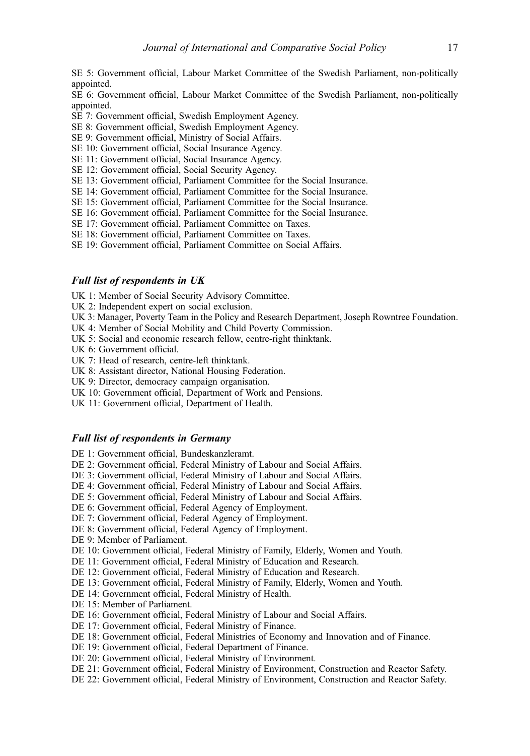SE 5: Government official, Labour Market Committee of the Swedish Parliament, non-politically appointed.

SE 6: Government official, Labour Market Committee of the Swedish Parliament, non-politically appointed.

SE 7: Government official, Swedish Employment Agency.

SE 8: Government official, Swedish Employment Agency.

SE 9: Government official, Ministry of Social Affairs.

SE 10: Government official, Social Insurance Agency.

SE 11: Government official, Social Insurance Agency.

SE 12: Government official, Social Security Agency.

SE 13: Government official, Parliament Committee for the Social Insurance.

SE 14: Government official, Parliament Committee for the Social Insurance.

SE 15: Government official, Parliament Committee for the Social Insurance.

SE 16: Government official, Parliament Committee for the Social Insurance.

SE 17: Government official, Parliament Committee on Taxes.

SE 18: Government official, Parliament Committee on Taxes.

SE 19: Government official, Parliament Committee on Social Affairs.

### *Full list of respondents in UK*

UK 1: Member of Social Security Advisory Committee.

UK 2: Independent expert on social exclusion.

UK 3: Manager, Poverty Team in the Policy and Research Department, Joseph Rowntree Foundation.

UK 4: Member of Social Mobility and Child Poverty Commission.

UK 5: Social and economic research fellow, centre-right thinktank.

UK 6: Government official.

UK 7: Head of research, centre-left thinktank.

UK 8: Assistant director, National Housing Federation.

UK 9: Director, democracy campaign organisation.

UK 10: Government official, Department of Work and Pensions.

UK 11: Government official, Department of Health.

### *Full list of respondents in Germany*

DE 1: Government official, Bundeskanzleramt.

DE 2: Government official, Federal Ministry of Labour and Social Affairs.

DE 3: Government official, Federal Ministry of Labour and Social Affairs.

DE 4: Government official, Federal Ministry of Labour and Social Affairs.

DE 5: Government official, Federal Ministry of Labour and Social Affairs.

DE 6: Government official, Federal Agency of Employment.

DE 7: Government official, Federal Agency of Employment.

DE 8: Government official, Federal Agency of Employment.

DE 9: Member of Parliament.

DE 10: Government official, Federal Ministry of Family, Elderly, Women and Youth.

DE 11: Government official, Federal Ministry of Education and Research.

DE 12: Government official, Federal Ministry of Education and Research.

DE 13: Government official, Federal Ministry of Family, Elderly, Women and Youth.

DE 14: Government official, Federal Ministry of Health.

DE 15: Member of Parliament.

DE 16: Government official, Federal Ministry of Labour and Social Affairs.

DE 17: Government official, Federal Ministry of Finance.

DE 18: Government official, Federal Ministries of Economy and Innovation and of Finance.

DE 19: Government official, Federal Department of Finance.

DE 20: Government official, Federal Ministry of Environment.

DE 21: Government official, Federal Ministry of Environment, Construction and Reactor Safety.

DE 22: Government official, Federal Ministry of Environment, Construction and Reactor Safety.